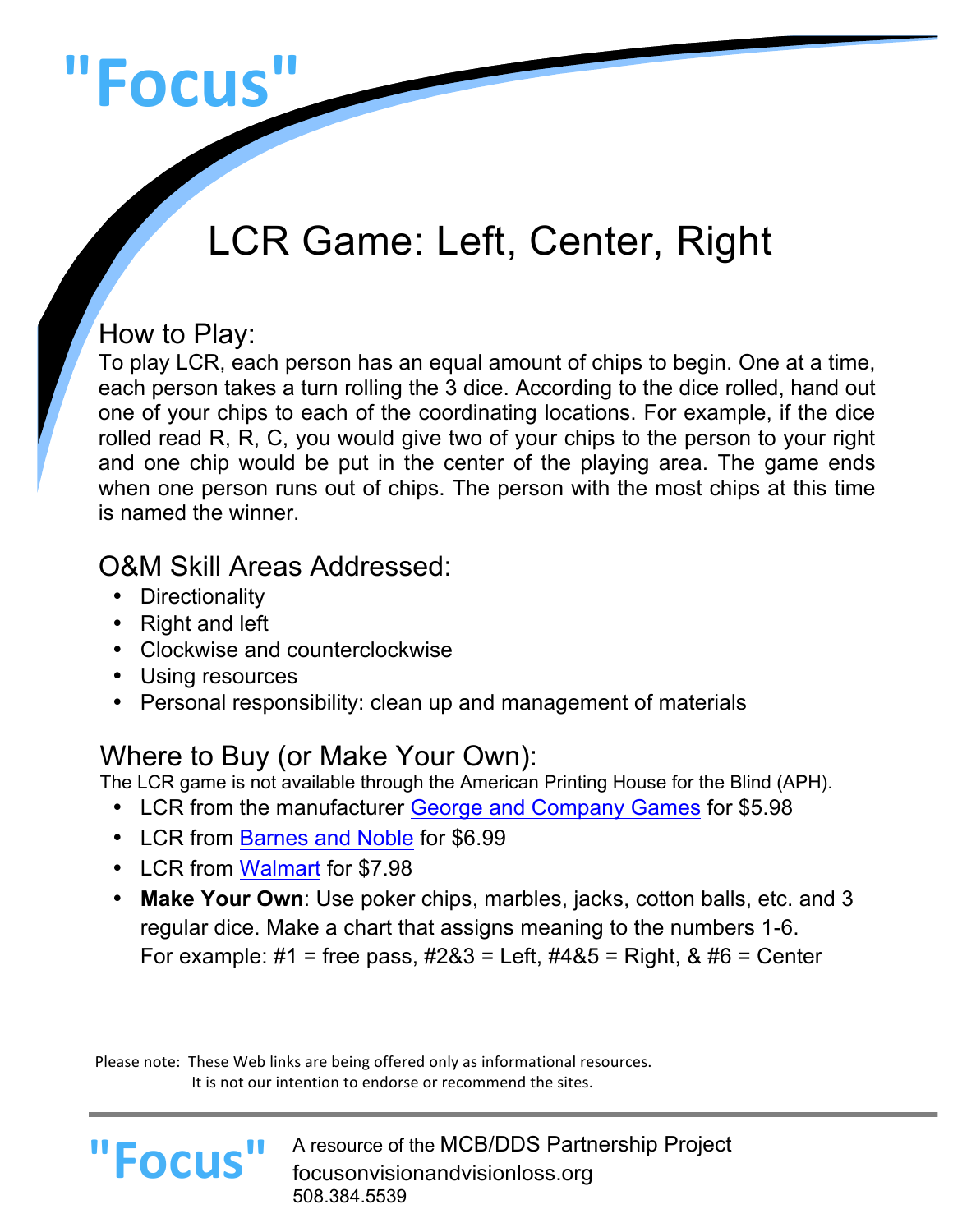# "Focus"

## LCR Game: Left, Center, Right

### How to Play:

To play LCR, each person has an equal amount of chips to begin. One at a time, each person takes a turn rolling the 3 dice. According to the dice rolled, hand out one of your chips to each of the coordinating locations. For example, if the dice rolled read R, R, C, you would give two of your chips to the person to your right and one chip would be put in the center of the playing area. The game ends when one person runs out of chips. The person with the most chips at this time is named the winner.

### O&M Skill Areas Addressed:

- Directionality
- Right and left
- Clockwise and counterclockwise
- Using resources
- Personal responsibility: clean up and management of materials

### Where to Buy (or Make Your Own):

The LCR game is not available through the American Printing House for the Blind (APH).

- LCR from the manufacturer George and Company Games for $5.98
- LCR from Barnes and Noble for $6.99
- LCR from Walmart for $7.98
- **Make Your Own**: Use poker chips, marbles, jacks, cotton balls, etc. and 3 regular dice. Make a chart that assigns meaning to the numbers 1-6. For example: #1 = free pass, #2&3 = Left, #4&5 = Right, & #6 = Center

Please note: These Web links are being offered only as informational resources. It is not our intention to endorse or recommend the sites.

"Focus" A resource of the MCB/DDS Partnership Project
focusonvisionandvisionloss.org
508.384.5539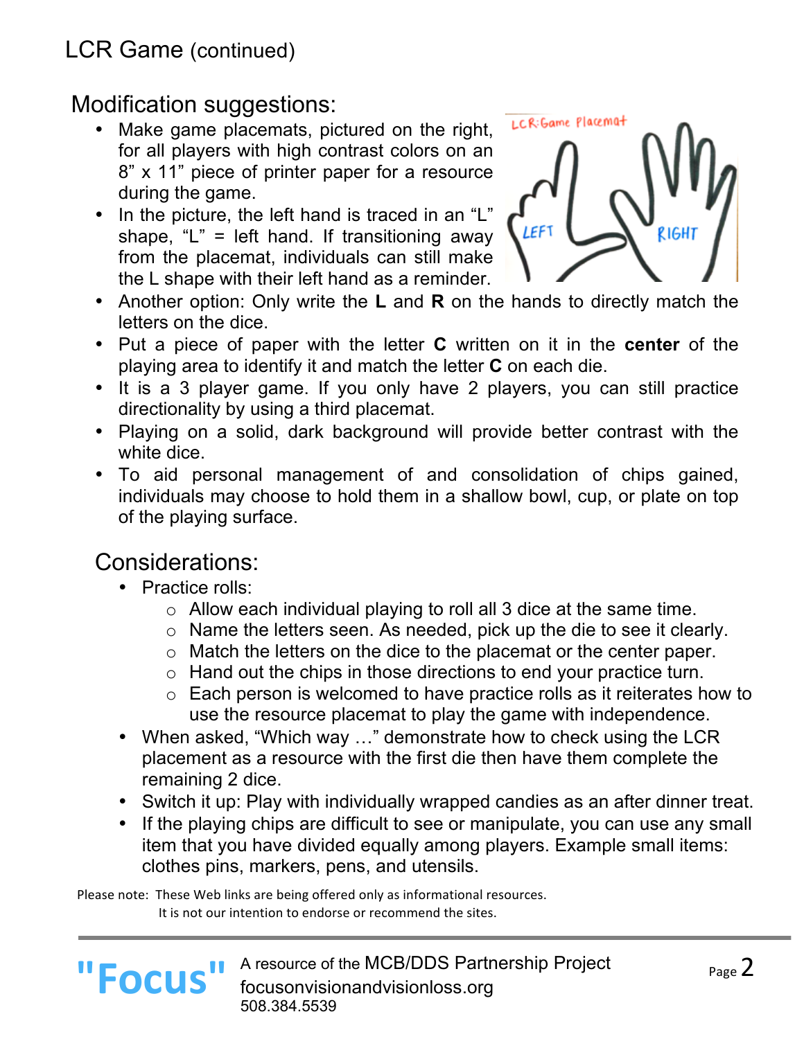# LCR Game (continued)

## Modification suggestions:

- Make game placemats, pictured on the right, for all players with high contrast colors on an 8" x 11" piece of printer paper for a resource during the game.
- In the picture, the left hand is traced in an "L" shape, "L" = left hand. If transitioning away from the placemat, individuals can still make the L shape with their left hand as a reminder.
- Another option: Only write the **L** and **R** on the hands to directly match the letters on the dice.
- Put a piece of paper with the letter **C** written on it in the **center** of the playing area to identify it and match the letter **C** on each die.
- It is a 3 player game. If you only have 2 players, you can still practice directionality by using a third placemat.
- Playing on a solid, dark background will provide better contrast with the white dice.
- To aid personal management of and consolidation of chips gained, individuals may choose to hold them in a shallow bowl, cup, or plate on top of the playing surface.

## Considerations:

- Practice rolls:
  - Allow each individual playing to roll all 3 dice at the same time.
  - Name the letters seen. As needed, pick up the die to see it clearly.
  - Match the letters on the dice to the placemat or the center paper.
  - Hand out the chips in those directions to end your practice turn.
  - Each person is welcomed to have practice rolls as it reiterates how to use the resource placemat to play the game with independence.
- When asked, "Which way …" demonstrate how to check using the LCR placement as a resource with the first die then have them complete the remaining 2 dice.
- Switch it up: Play with individually wrapped candies as an after dinner treat.
- If the playing chips are difficult to see or manipulate, you can use any small item that you have divided equally among players. Example small items: clothes pins, markers, pens, and utensils.

Please note: These Web links are being offered only as informational resources.
It is not our intention to endorse or recommend the sites.

"Focus" A resource of the MCB/DDS Partnership Project
focusonvisionandvisionloss.org
508.384.5539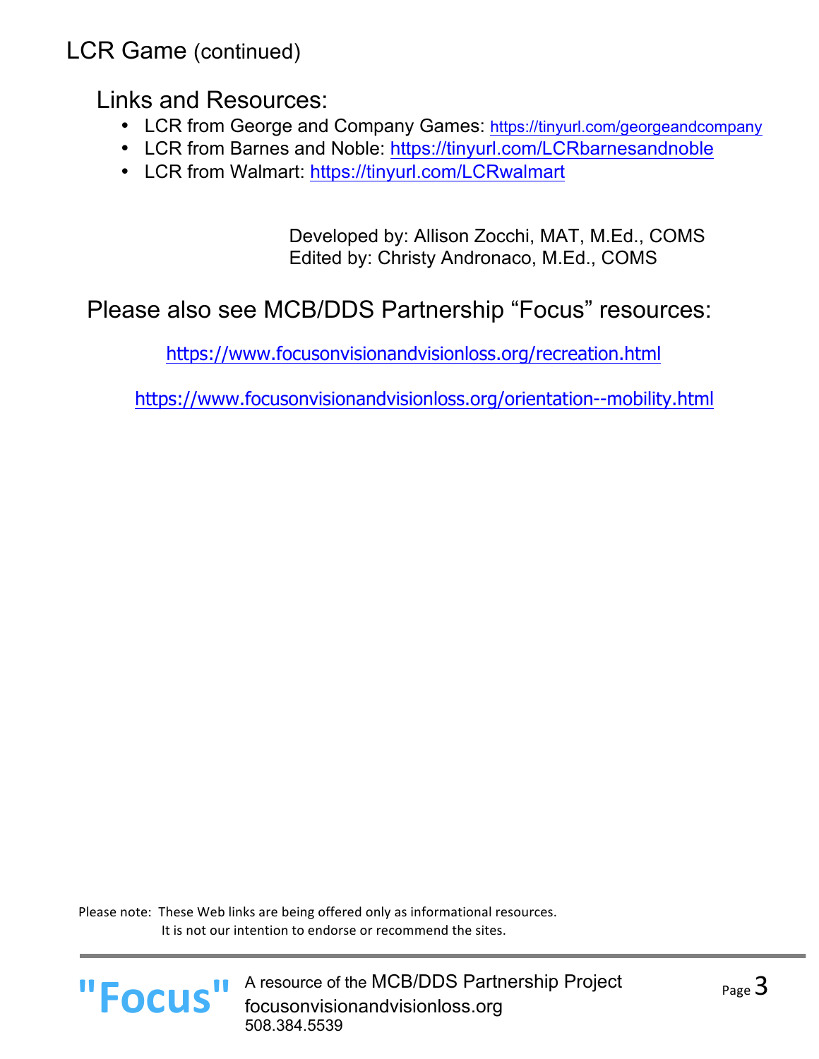# LCR Game (continued)

## Links and Resources:

- LCR from George and Company Games: https://tinyurl.com/georgeandcompany
- LCR from Barnes and Noble: https://tinyurl.com/LCRbarnesandnoble
- LCR from Walmart: https://tinyurl.com/LCRwalmart

Developed by: Allison Zocchi, MAT, M.Ed., COMS
Edited by: Christy Andronaco, M.Ed., COMS

## Please also see MCB/DDS Partnership "Focus" resources:

https://www.focusonvisionandvisionloss.org/recreation.html

https://www.focusonvisionandvisionloss.org/orientation--mobility.html

Please note: These Web links are being offered only as informational resources.
It is not our intention to endorse or recommend the sites.

"Focus" A resource of the MCB/DDS Partnership Project
focusonvisionandvisionloss.org
508.384.5539